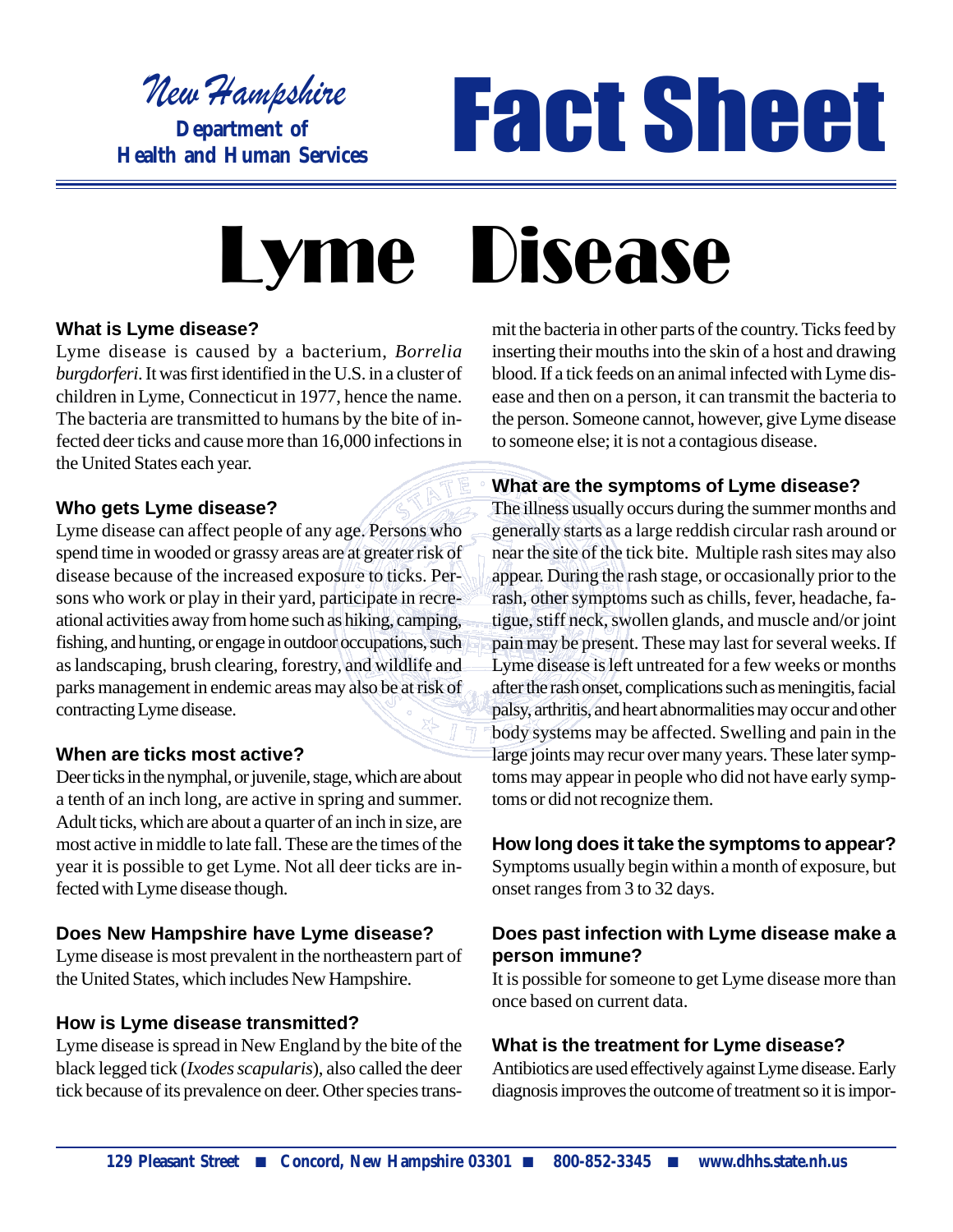New Hampshire
**Department of Health and Human Services**

# Fact Sheet

# Lyme Disease

### What is Lyme disease?

Lyme disease is caused by a bacterium, *Borrelia burgdorferi*. It was first identified in the U.S. in a cluster of children in Lyme, Connecticut in 1977, hence the name. The bacteria are transmitted to humans by the bite of infected deer ticks and cause more than 16,000 infections in the United States each year.

### Who gets Lyme disease?

Lyme disease can affect people of any age. Persons who spend time in wooded or grassy areas are at greater risk of disease because of the increased exposure to ticks. Persons who work or play in their yard, participate in recreational activities away from home such as hiking, camping, fishing, and hunting, or engage in outdoor occupations, such as landscaping, brush clearing, forestry, and wildlife and parks management in endemic areas may also be at risk of contracting Lyme disease.

### When are ticks most active?

Deer ticks in the nymphal, or juvenile, stage, which are about a tenth of an inch long, are active in spring and summer. Adult ticks, which are about a quarter of an inch in size, are most active in middle to late fall. These are the times of the year it is possible to get Lyme. Not all deer ticks are infected with Lyme disease though.

### Does New Hampshire have Lyme disease?

Lyme disease is most prevalent in the northeastern part of the United States, which includes New Hampshire.

### How is Lyme disease transmitted?

Lyme disease is spread in New England by the bite of the black legged tick (*Ixodes scapularis*), also called the deer tick because of its prevalence on deer. Other species transmit the bacteria in other parts of the country. Ticks feed by inserting their mouths into the skin of a host and drawing blood. If a tick feeds on an animal infected with Lyme disease and then on a person, it can transmit the bacteria to the person. Someone cannot, however, give Lyme disease to someone else; it is not a contagious disease.

### What are the symptoms of Lyme disease?

The illness usually occurs during the summer months and generally starts as a large reddish circular rash around or near the site of the tick bite. Multiple rash sites may also appear. During the rash stage, or occasionally prior to the rash, other symptoms such as chills, fever, headache, fatigue, stiff neck, swollen glands, and muscle and/or joint pain may be present. These may last for several weeks. If Lyme disease is left untreated for a few weeks or months after the rash onset, complications such as meningitis, facial palsy, arthritis, and heart abnormalities may occur and other body systems may be affected. Swelling and pain in the large joints may recur over many years. These later symptoms may appear in people who did not have early symptoms or did not recognize them.

### How long does it take the symptoms to appear?

Symptoms usually begin within a month of exposure, but onset ranges from 3 to 32 days.

### Does past infection with Lyme disease make a person immune?

It is possible for someone to get Lyme disease more than once based on current data.

### What is the treatment for Lyme disease?

Antibiotics are used effectively against Lyme disease. Early diagnosis improves the outcome of treatment so it is impor-

129 Pleasant Street ■ Concord, New Hampshire 03301 ■ 800-852-3345 ■ www.dhhs.state.nh.us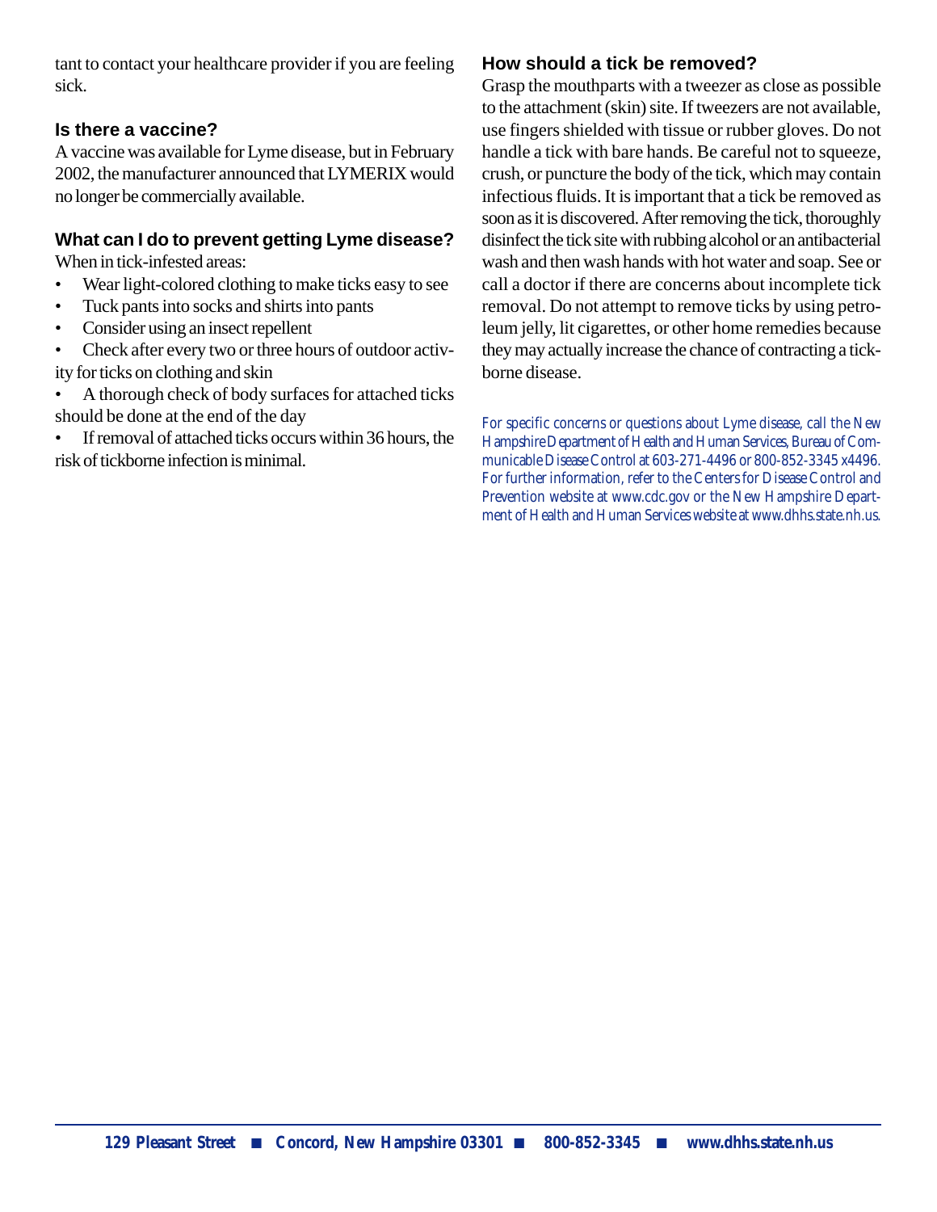tant to contact your healthcare provider if you are feeling sick.

### Is there a vaccine?

A vaccine was available for Lyme disease, but in February 2002, the manufacturer announced that LYMERIX would no longer be commercially available.

### What can I do to prevent getting Lyme disease?

When in tick-infested areas:

- Wear light-colored clothing to make ticks easy to see
- Tuck pants into socks and shirts into pants
- Consider using an insect repellent
- Check after every two or three hours of outdoor activity for ticks on clothing and skin
- A thorough check of body surfaces for attached ticks should be done at the end of the day
- If removal of attached ticks occurs within 36 hours, the risk of tickborne infection is minimal.

### How should a tick be removed?

Grasp the mouthparts with a tweezer as close as possible to the attachment (skin) site. If tweezers are not available, use fingers shielded with tissue or rubber gloves. Do not handle a tick with bare hands. Be careful not to squeeze, crush, or puncture the body of the tick, which may contain infectious fluids. It is important that a tick be removed as soon as it is discovered. After removing the tick, thoroughly disinfect the tick site with rubbing alcohol or an antibacterial wash and then wash hands with hot water and soap. See or call a doctor if there are concerns about incomplete tick removal. Do not attempt to remove ticks by using petroleum jelly, lit cigarettes, or other home remedies because they may actually increase the chance of contracting a tickborne disease.

For specific concerns or questions about Lyme disease, call the New Hampshire Department of Health and Human Services, Bureau of Communicable Disease Control at 603-271-4496 or 800-852-3345 x4496. For further information, refer to the Centers for Disease Control and Prevention website at www.cdc.gov or the New Hampshire Department of Health and Human Services website at www.dhhs.state.nh.us.

129 Pleasant Street ■ Concord, New Hampshire 03301 ■ 800-852-3345 ■ www.dhhs.state.nh.us